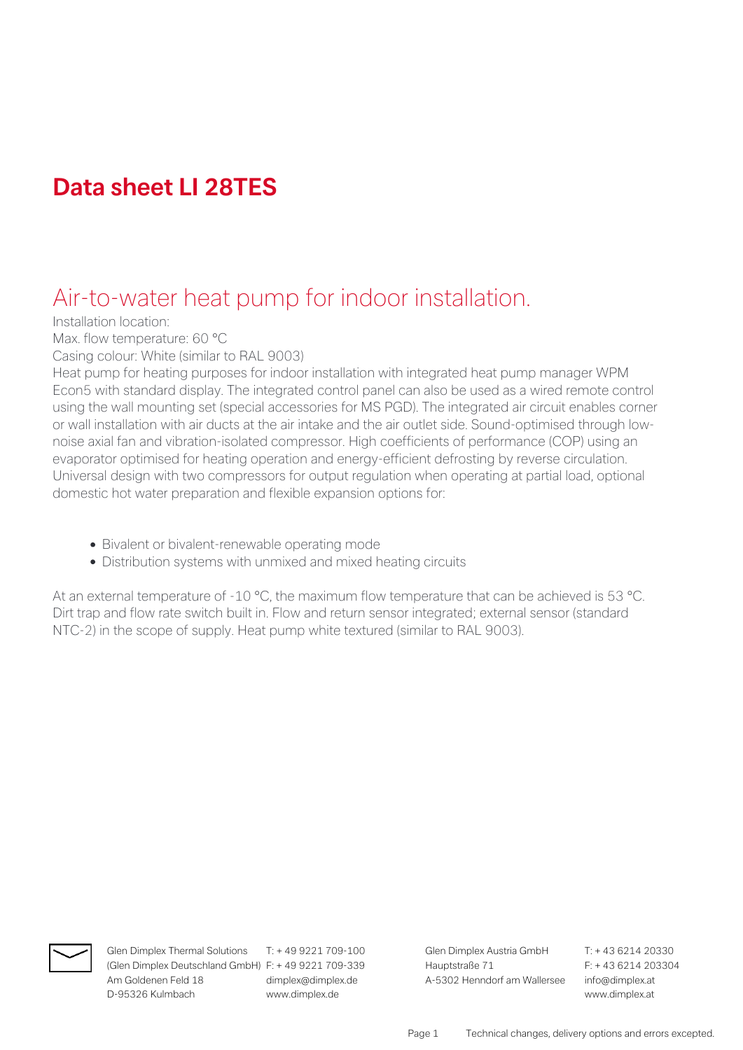# Data sheet LI 28TES

## Air-to-water heat pump for indoor installation.

Installation location:

Max. flow temperature: 60 °C

Casing colour: White (similar to RAL 9003)

Heat pump for heating purposes for indoor installation with integrated heat pump manager WPM Econ5 with standard display. The integrated control panel can also be used as a wired remote control using the wall mounting set (special accessories for MS PGD). The integrated air circuit enables corner or wall installation with air ducts at the air intake and the air outlet side. Sound-optimised through low-noise axial fan and vibration-isolated compressor. High coefficients of performance (COP) using an evaporator optimised for heating operation and energy-efficient defrosting by reverse circulation. Universal design with two compressors for output regulation when operating at partial load, optional domestic hot water preparation and flexible expansion options for:

- Bivalent or bivalent-renewable operating mode
- Distribution systems with unmixed and mixed heating circuits

At an external temperature of -10 °C, the maximum flow temperature that can be achieved is 53 °C. Dirt trap and flow rate switch built in. Flow and return sensor integrated; external sensor (standard NTC-2) in the scope of supply. Heat pump white textured (similar to RAL 9003).

Glen Dimplex Thermal Solutions
(Glen Dimplex Deutschland GmbH)
Am Goldenen Feld 18
D-95326 Kulmbach

T: + 49 9221 709-100
F: + 49 9221 709-339
dimplex@dimplex.de
www.dimplex.de

Glen Dimplex Austria GmbH
Hauptstraße 71
A-5302 Henndorf am Wallersee

T: + 43 6214 20330
F: + 43 6214 203304
info@dimplex.at
www.dimplex.at

Technical changes, delivery options and errors excepted.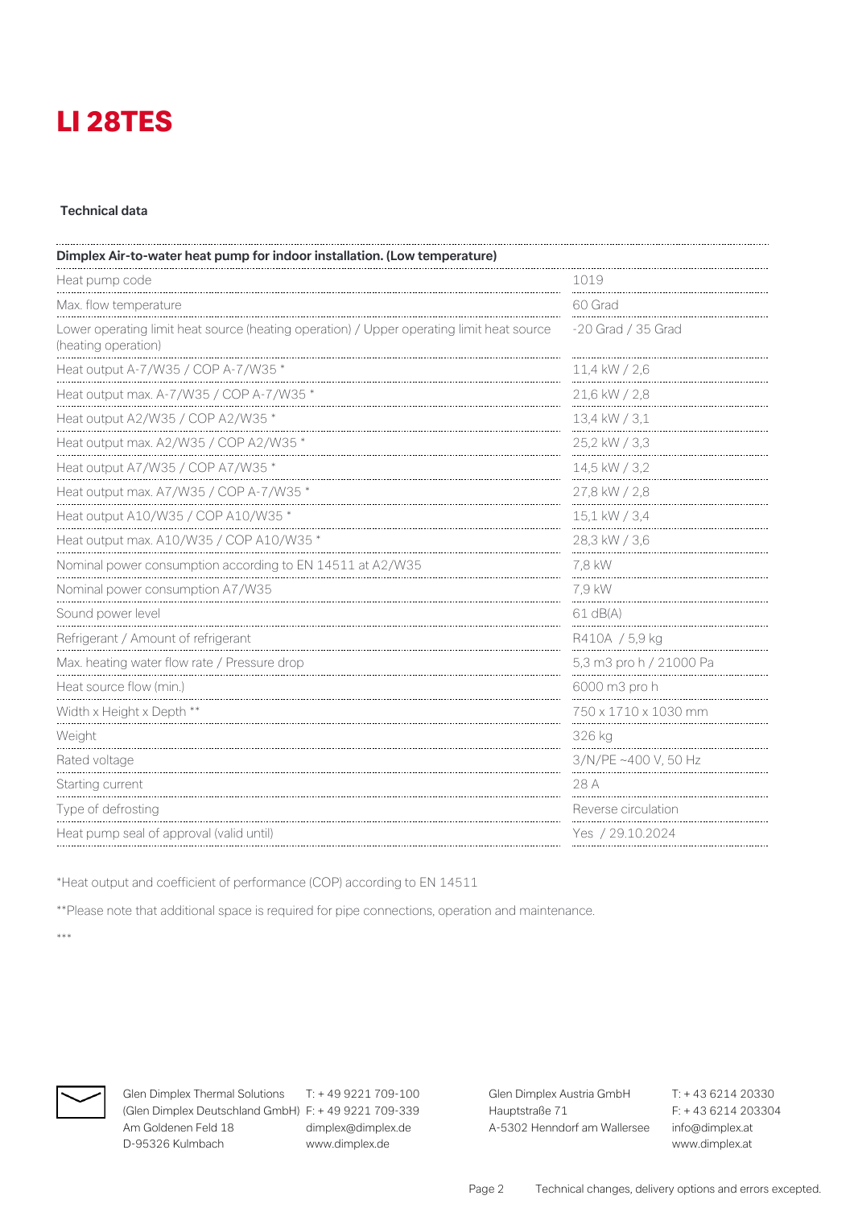# LI 28TES

**Technical data**

| **Dimplex Air-to-water heat pump for indoor installation. (Low temperature)** | |
|---|---|
| Heat pump code | 1019 |
| Max. flow temperature | 60 Grad |
| Lower operating limit heat source (heating operation) / Upper operating limit heat source (heating operation) | -20 Grad / 35 Grad |
| Heat output A-7/W35 / COP A-7/W35 * | 11,4 kW / 2,6 |
| Heat output max. A-7/W35 / COP A-7/W35 * | 21,6 kW / 2,8 |
| Heat output A2/W35 / COP A2/W35 * | 13,4 kW / 3,1 |
| Heat output max. A2/W35 / COP A2/W35 * | 25,2 kW / 3,3 |
| Heat output A7/W35 / COP A7/W35 * | 14,5 kW / 3,2 |
| Heat output max. A7/W35 / COP A-7/W35 * | 27,8 kW / 2,8 |
| Heat output A10/W35 / COP A10/W35 * | 15,1 kW / 3,4 |
| Heat output max. A10/W35 / COP A10/W35 * | 28,3 kW / 3,6 |
| Nominal power consumption according to EN 14511 at A2/W35 | 7,8 kW |
| Nominal power consumption A7/W35 | 7,9 kW |
| Sound power level | 61 dB(A) |
| Refrigerant / Amount of refrigerant | R410A / 5,9 kg |
| Max. heating water flow rate / Pressure drop | 5,3 m3 pro h / 21000 Pa |
| Heat source flow (min.) | 6000 m3 pro h |
| Width x Height x Depth ** | 750 x 1710 x 1030 mm |
| Weight | 326 kg |
| Rated voltage | 3/N/PE ~400 V, 50 Hz |
| Starting current | 28 A |
| Type of defrosting | Reverse circulation |
| Heat pump seal of approval (valid until) | Yes / 29.10.2024 |

*Heat output and coefficient of performance (COP) according to EN 14511

**Please note that additional space is required for pipe connections, operation and maintenance.

***

Glen Dimplex Thermal Solutions
(Glen Dimplex Deutschland GmbH)
Am Goldenen Feld 18
D-95326 Kulmbach

T: + 49 9221 709-100
F: + 49 9221 709-339
dimplex@dimplex.de
www.dimplex.de

Glen Dimplex Austria GmbH
Hauptstraße 71
A-5302 Henndorf am Wallersee

T: + 43 6214 20330
F: + 43 6214 203304
info@dimplex.at
www.dimplex.at

Technical changes, delivery options and errors excepted.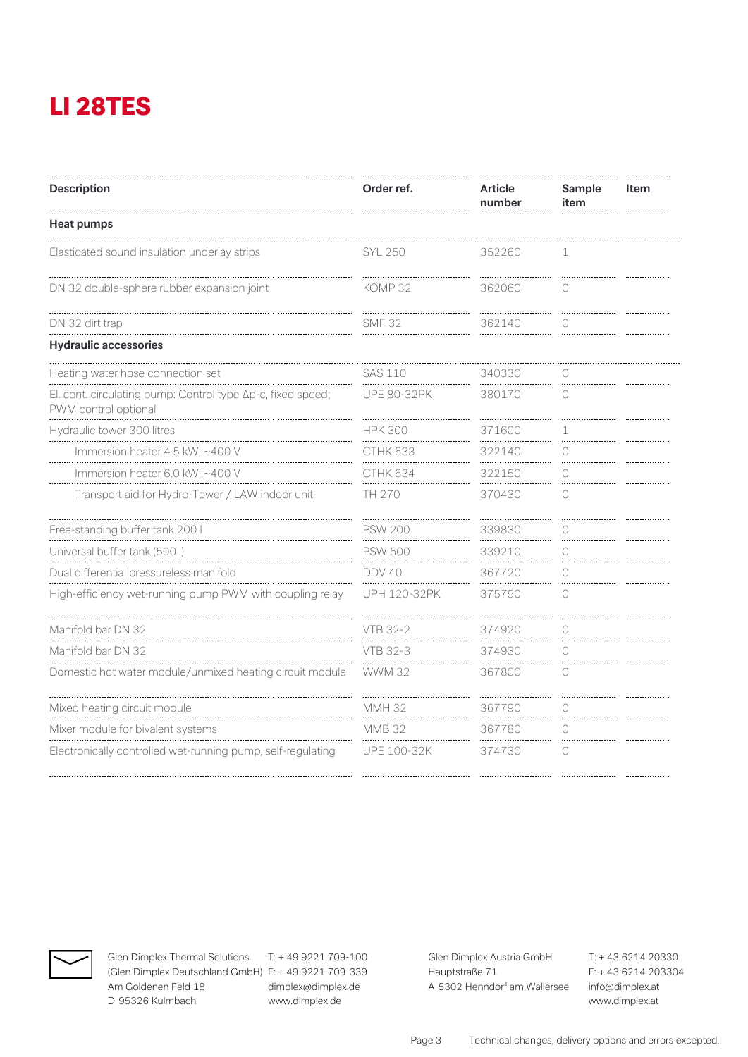# LI 28TES

| Description | Order ref. | Article number | Sample item | Item |
|---|---|---|---|---|
| **Heat pumps** | | | | |
| Elasticated sound insulation underlay strips | SYL 250 | 352260 | 1 | |
| DN 32 double-sphere rubber expansion joint | KOMP 32 | 362060 | 0 | |
| DN 32 dirt trap | SMF 32 | 362140 | 0 | |
| **Hydraulic accessories** | | | | |
| Heating water hose connection set | SAS 110 | 340330 | 0 | |
| El. cont. circulating pump: Control type Δp-c, fixed speed; PWM control optional | UPE 80-32PK | 380170 | 0 | |
| Hydraulic tower 300 litres | HPK 300 | 371600 | 1 | |
| Immersion heater 4.5 kW; ~400 V | CTHK 633 | 322140 | 0 | |
| Immersion heater 6.0 kW; ~400 V | CTHK 634 | 322150 | 0 | |
| Transport aid for Hydro-Tower / LAW indoor unit | TH 270 | 370430 | 0 | |
| Free-standing buffer tank 200 l | PSW 200 | 339830 | 0 | |
| Universal buffer tank (500 l) | PSW 500 | 339210 | 0 | |
| Dual differential pressureless manifold | DDV 40 | 367720 | 0 | |
| High-efficiency wet-running pump PWM with coupling relay | UPH 120-32PK | 375750 | 0 | |
| Manifold bar DN 32 | VTB 32-2 | 374920 | 0 | |
| Manifold bar DN 32 | VTB 32-3 | 374930 | 0 | |
| Domestic hot water module/unmixed heating circuit module | WWM 32 | 367800 | 0 | |
| Mixed heating circuit module | MMH 32 | 367790 | 0 | |
| Mixer module for bivalent systems | MMB 32 | 367780 | 0 | |
| Electronically controlled wet-running pump, self-regulating | UPE 100-32K | 374730 | 0 | |

Glen Dimplex Thermal Solutions
(Glen Dimplex Deutschland GmbH)
Am Goldenen Feld 18
D-95326 Kulmbach

T: + 49 9221 709-100
F: + 49 9221 709-339
dimplex@dimplex.de
www.dimplex.de

Glen Dimplex Austria GmbH
Hauptstraße 71
A-5302 Henndorf am Wallersee

T: + 43 6214 20330
F: + 43 6214 203304
info@dimplex.at
www.dimplex.at

Technical changes, delivery options and errors excepted.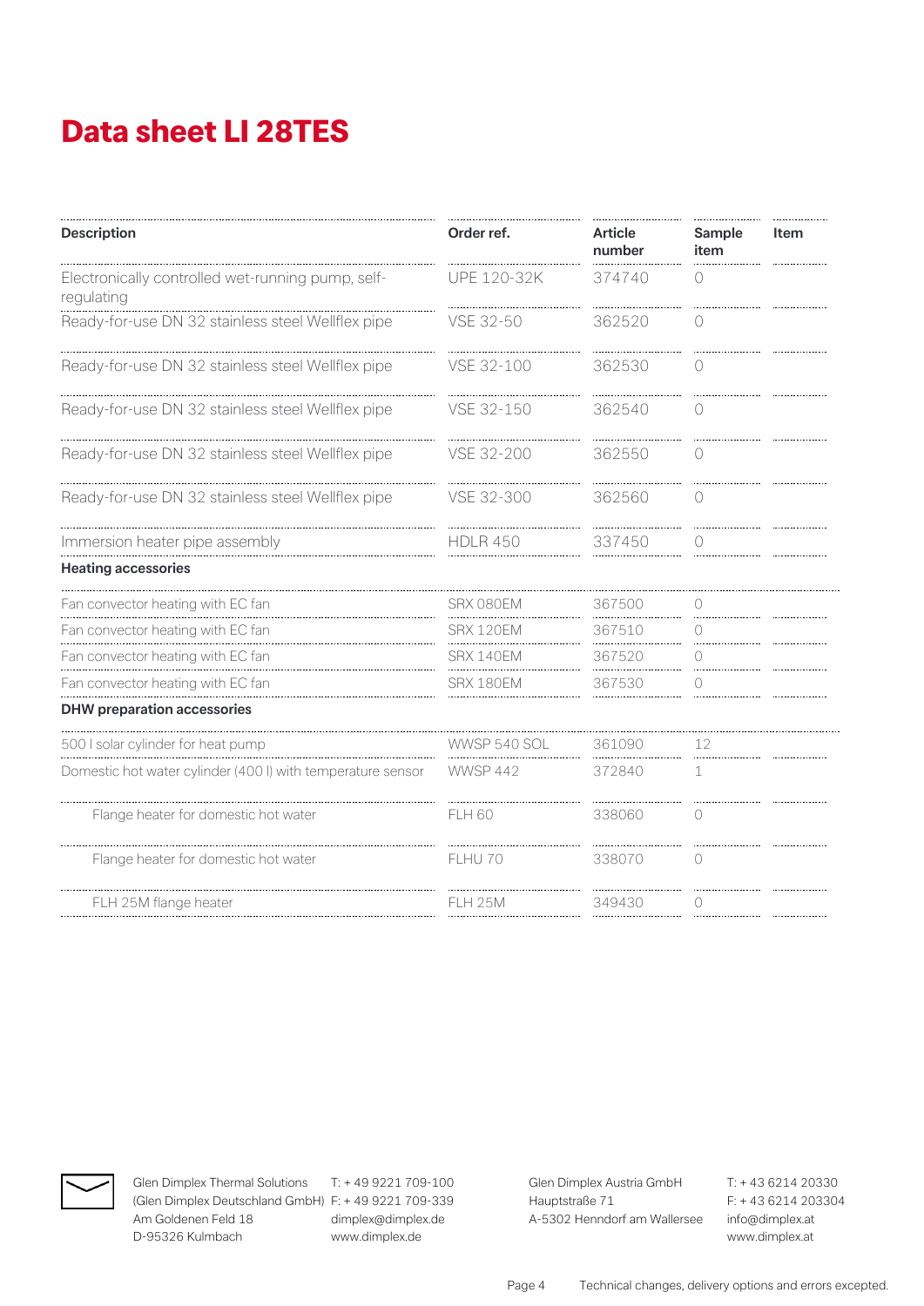# Data sheet LI 28TES

| Description | Order ref. | Article number | Sample item | Item |
|---|---|---|---|---|
| Electronically controlled wet-running pump, self-regulating | UPE 120-32K | 374740 | 0 | |
| Ready-for-use DN 32 stainless steel Wellflex pipe | VSE 32-50 | 362520 | 0 | |
| Ready-for-use DN 32 stainless steel Wellflex pipe | VSE 32-100 | 362530 | 0 | |
| Ready-for-use DN 32 stainless steel Wellflex pipe | VSE 32-150 | 362540 | 0 | |
| Ready-for-use DN 32 stainless steel Wellflex pipe | VSE 32-200 | 362550 | 0 | |
| Ready-for-use DN 32 stainless steel Wellflex pipe | VSE 32-300 | 362560 | 0 | |
| Immersion heater pipe assembly | HDLR 450 | 337450 | 0 | |
| **Heating accessories** | | | | |
| Fan convector heating with EC fan | SRX 080EM | 367500 | 0 | |
| Fan convector heating with EC fan | SRX 120EM | 367510 | 0 | |
| Fan convector heating with EC fan | SRX 140EM | 367520 | 0 | |
| Fan convector heating with EC fan | SRX 180EM | 367530 | 0 | |
| **DHW preparation accessories** | | | | |
| 500 l solar cylinder for heat pump | WWSP 540 SOL | 361090 | 12 | |
| Domestic hot water cylinder (400 l) with temperature sensor | WWSP 442 | 372840 | 1 | |
| Flange heater for domestic hot water | FLH 60 | 338060 | 0 | |
| Flange heater for domestic hot water | FLHU 70 | 338070 | 0 | |
| FLH 25M flange heater | FLH 25M | 349430 | 0 | |

Glen Dimplex Thermal Solutions (Glen Dimplex Deutschland GmbH) Am Goldenen Feld 18 D-95326 Kulmbach
T: + 49 9221 709-100 F: + 49 9221 709-339 dimplex@dimplex.de www.dimplex.de

Glen Dimplex Austria GmbH Hauptstraße 71 A-5302 Henndorf am Wallersee
T: + 43 6214 20330 F: + 43 6214 203304 info@dimplex.at www.dimplex.at

Technical changes, delivery options and errors excepted.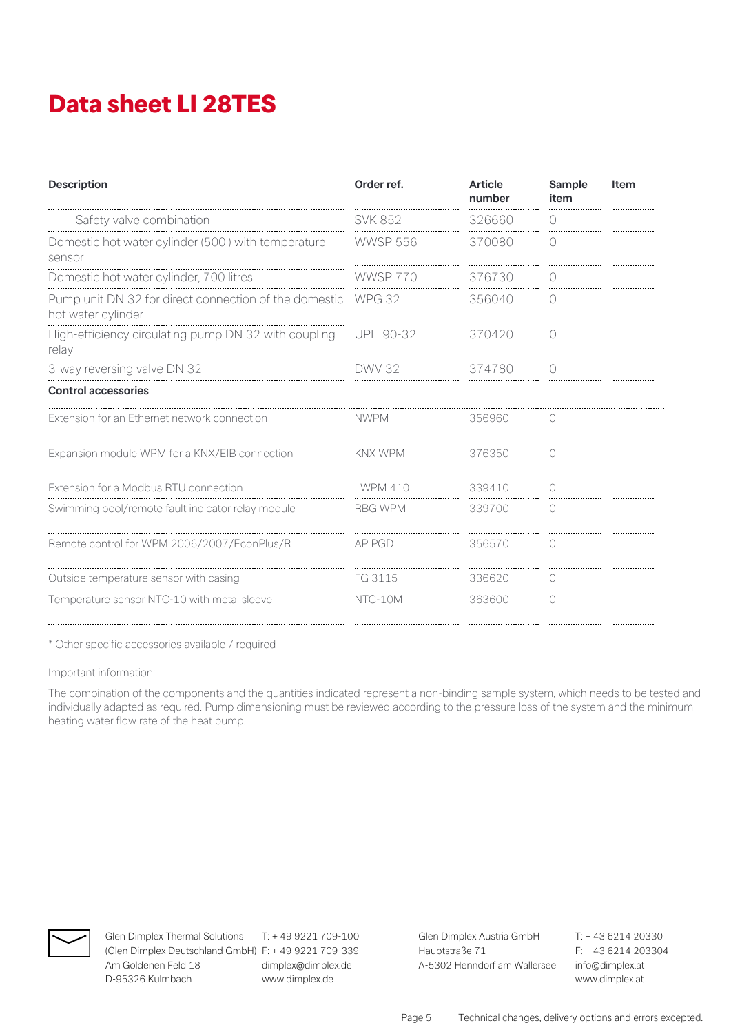# Data sheet LI 28TES

| Description | Order ref. | Article number | Sample item | Item |
|---|---|---|---|---|
| Safety valve combination | SVK 852 | 326660 | ○ | |
| Domestic hot water cylinder (500l) with temperature sensor | WWSP 556 | 370080 | ○ | |
| Domestic hot water cylinder, 700 litres | WWSP 770 | 376730 | ○ | |
| Pump unit DN 32 for direct connection of the domestic hot water cylinder | WPG 32 | 356040 | ○ | |
| High-efficiency circulating pump DN 32 with coupling relay | UPH 90-32 | 370420 | ○ | |
| 3-way reversing valve DN 32 | DWV 32 | 374780 | ○ | |
| **Control accessories** | | | | |
| Extension for an Ethernet network connection | NWPM | 356960 | ○ | |
| Expansion module WPM for a KNX/EIB connection | KNX WPM | 376350 | ○ | |
| Extension for a Modbus RTU connection | LWPM 410 | 339410 | ○ | |
| Swimming pool/remote fault indicator relay module | RBG WPM | 339700 | ○ | |
| Remote control for WPM 2006/2007/EconPlus/R | AP PGD | 356570 | ○ | |
| Outside temperature sensor with casing | FG 3115 | 336620 | ○ | |
| Temperature sensor NTC-10 with metal sleeve | NTC-10M | 363600 | ○ | |

* Other specific accessories available / required

Important information:

The combination of the components and the quantities indicated represent a non-binding sample system, which needs to be tested and individually adapted as required. Pump dimensioning must be reviewed according to the pressure loss of the system and the minimum heating water flow rate of the heat pump.

Glen Dimplex Thermal Solutions
(Glen Dimplex Deutschland GmbH)
Am Goldenen Feld 18
D-95326 Kulmbach

T: + 49 9221 709-100
F: + 49 9221 709-339
dimplex@dimplex.de
www.dimplex.de

Glen Dimplex Austria GmbH
Hauptstraße 71
A-5302 Henndorf am Wallersee

T: + 43 6214 20330
F: + 43 6214 203304
info@dimplex.at
www.dimplex.at

Technical changes, delivery options and errors excepted.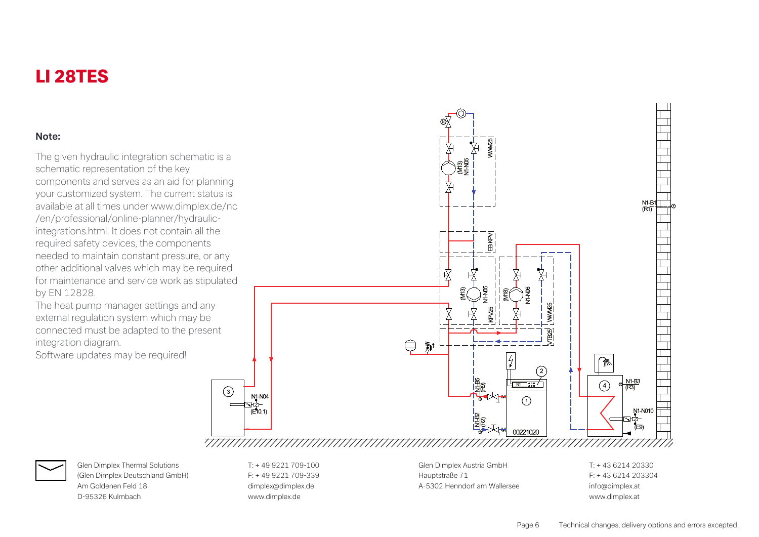# LI 28TES

**Note:**

The given hydraulic integration schematic is a schematic representation of the key components and serves as an aid for planning your customized system. The current status is available at all times under www.dimplex.de/nc/en/professional/online-planner/hydraulic-integrations.html. It does not contain all the required safety devices, the components needed to maintain constant pressure, or any other additional valves which may be required for maintenance and service work as stipulated by EN 12828.
The heat pump manager settings and any external regulation system which may be connected must be adapted to the present integration diagram.
Software updates may be required!

Glen Dimplex Thermal Solutions
(Glen Dimplex Deutschland GmbH)
Am Goldenen Feld 18
D-95326 Kulmbach

T: + 49 9221 709-100
F: + 49 9221 709-339
dimplex@dimplex.de
www.dimplex.de

Glen Dimplex Austria GmbH
Hauptstraße 71
A-5302 Henndorf am Wallersee

T: + 43 6214 20330
F: + 43 6214 203304
info@dimplex.at
www.dimplex.at

Technical changes, delivery options and errors excepted.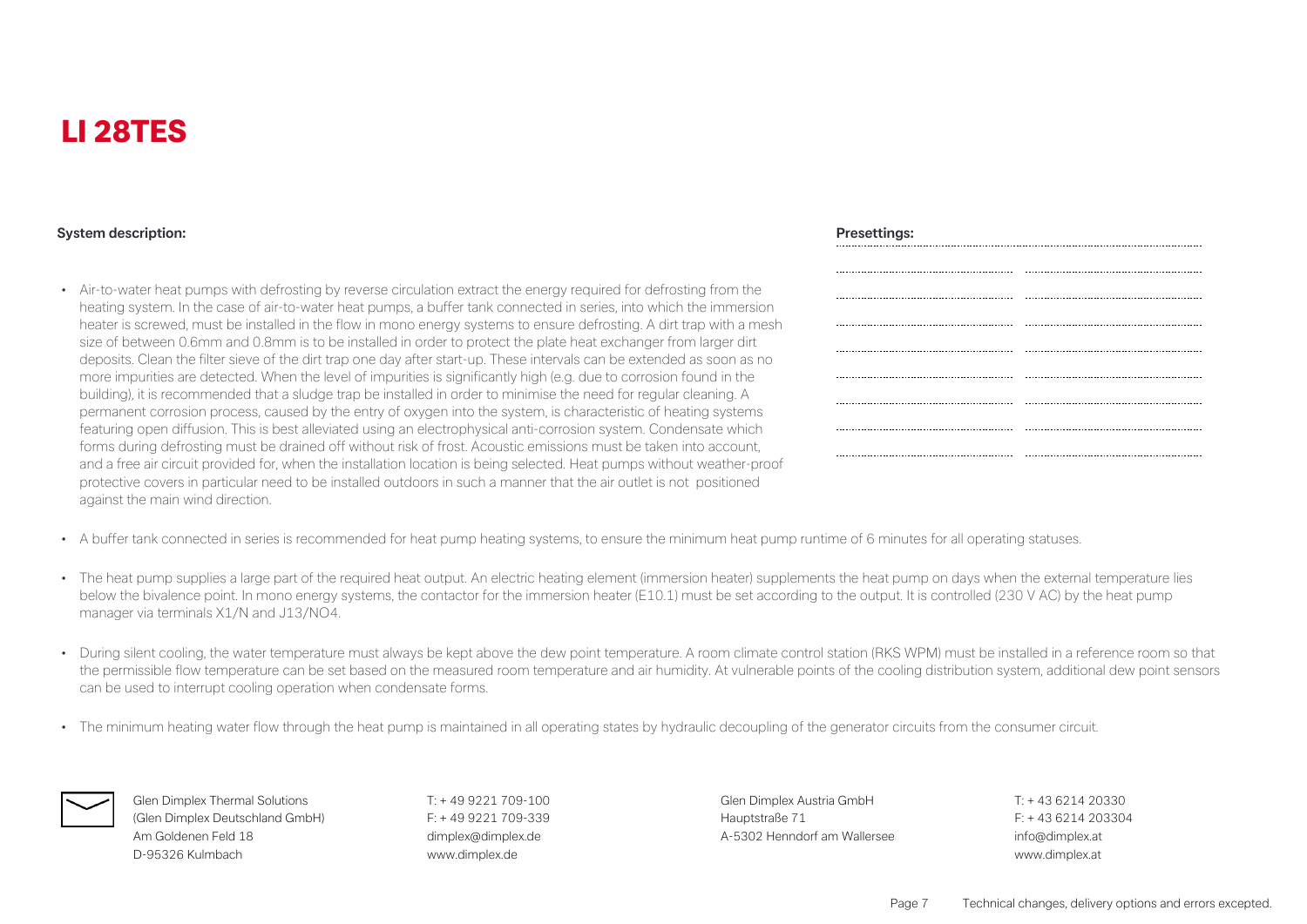# LI 28TES

**System description:**

- Air-to-water heat pumps with defrosting by reverse circulation extract the energy required for defrosting from the heating system. In the case of air-to-water heat pumps, a buffer tank connected in series, into which the immersion heater is screwed, must be installed in the flow in mono energy systems to ensure defrosting. A dirt trap with a mesh size of between 0.6mm and 0.8mm is to be installed in order to protect the plate heat exchanger from larger dirt deposits. Clean the filter sieve of the dirt trap one day after start-up. These intervals can be extended as soon as no more impurities are detected. When the level of impurities is significantly high (e.g. due to corrosion found in the building), it is recommended that a sludge trap be installed in order to minimise the need for regular cleaning. A permanent corrosion process, caused by the entry of oxygen into the system, is characteristic of heating systems featuring open diffusion. This is best alleviated using an electrophysical anti-corrosion system. Condensate which forms during defrosting must be drained off without risk of frost. Acoustic emissions must be taken into account, and a free air circuit provided for, when the installation location is being selected. Heat pumps without weather-proof protective covers in particular need to be installed outdoors in such a manner that the air outlet is not positioned against the main wind direction.

**Presettings:**

- A buffer tank connected in series is recommended for heat pump heating systems, to ensure the minimum heat pump runtime of 6 minutes for all operating statuses.
- The heat pump supplies a large part of the required heat output. An electric heating element (immersion heater) supplements the heat pump on days when the external temperature lies below the bivalence point. In mono energy systems, the contactor for the immersion heater (E10.1) must be set according to the output. It is controlled (230 V AC) by the heat pump manager via terminals X1/N and J13/NO4.
- During silent cooling, the water temperature must always be kept above the dew point temperature. A room climate control station (RKS WPM) must be installed in a reference room so that the permissible flow temperature can be set based on the measured room temperature and air humidity. At vulnerable points of the cooling distribution system, additional dew point sensors can be used to interrupt cooling operation when condensate forms.
- The minimum heating water flow through the heat pump is maintained in all operating states by hydraulic decoupling of the generator circuits from the consumer circuit.

Glen Dimplex Thermal Solutions
(Glen Dimplex Deutschland GmbH)
Am Goldenen Feld 18
D-95326 Kulmbach

T: + 49 9221 709-100
F: + 49 9221 709-339
dimplex@dimplex.de
www.dimplex.de

Glen Dimplex Austria GmbH
Hauptstraße 71
A-5302 Henndorf am Wallersee

T: + 43 6214 20330
F: + 43 6214 203304
info@dimplex.at
www.dimplex.at

Technical changes, delivery options and errors excepted.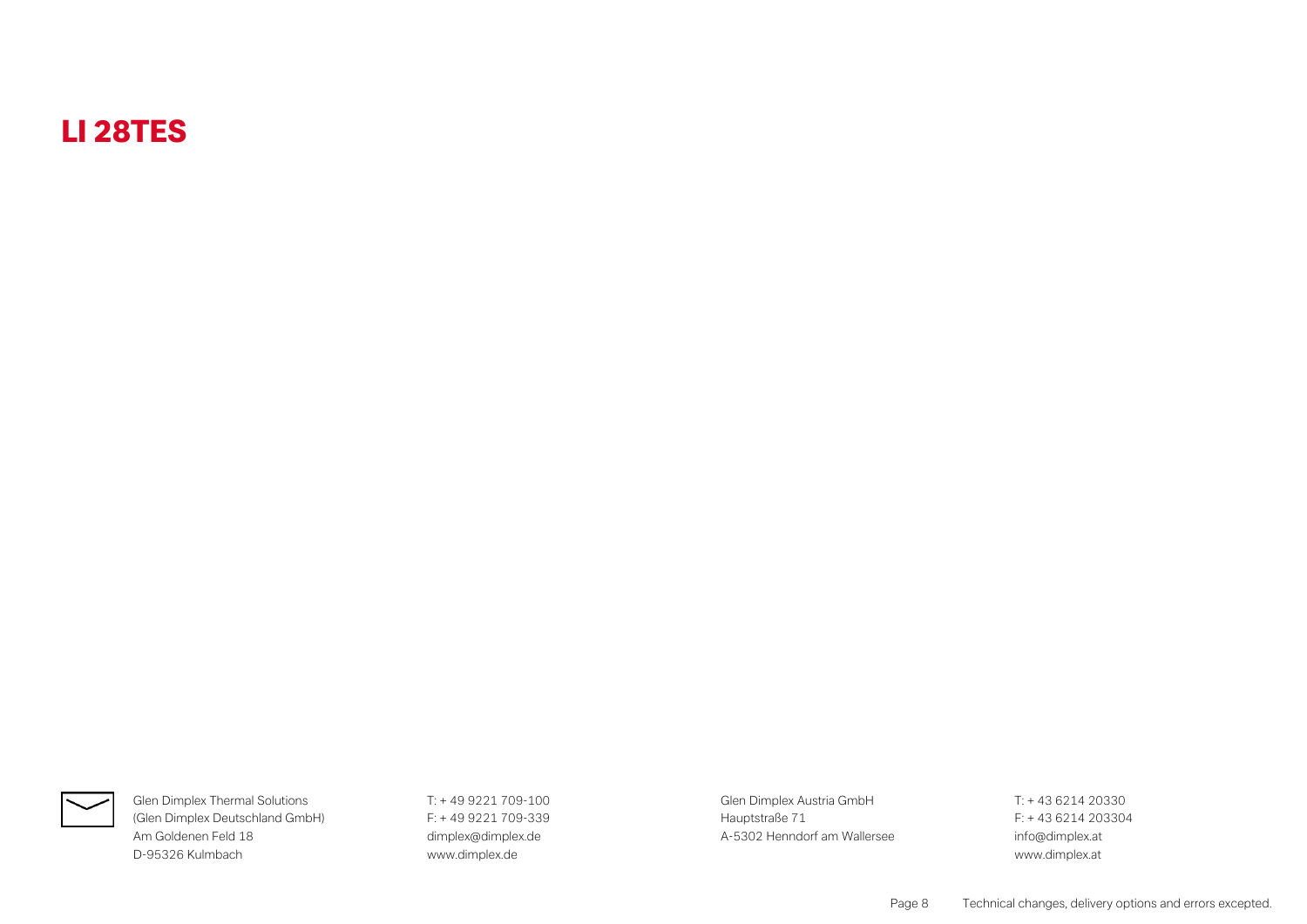# LI 28TES

Glen Dimplex Thermal Solutions
(Glen Dimplex Deutschland GmbH)
Am Goldenen Feld 18
D-95326 Kulmbach

T: + 49 9221 709-100
F: + 49 9221 709-339
dimplex@dimplex.de
www.dimplex.de

Glen Dimplex Austria GmbH
Hauptstraße 71
A-5302 Henndorf am Wallersee

T: + 43 6214 20330
F: + 43 6214 203304
info@dimplex.at
www.dimplex.at

Technical changes, delivery options and errors excepted.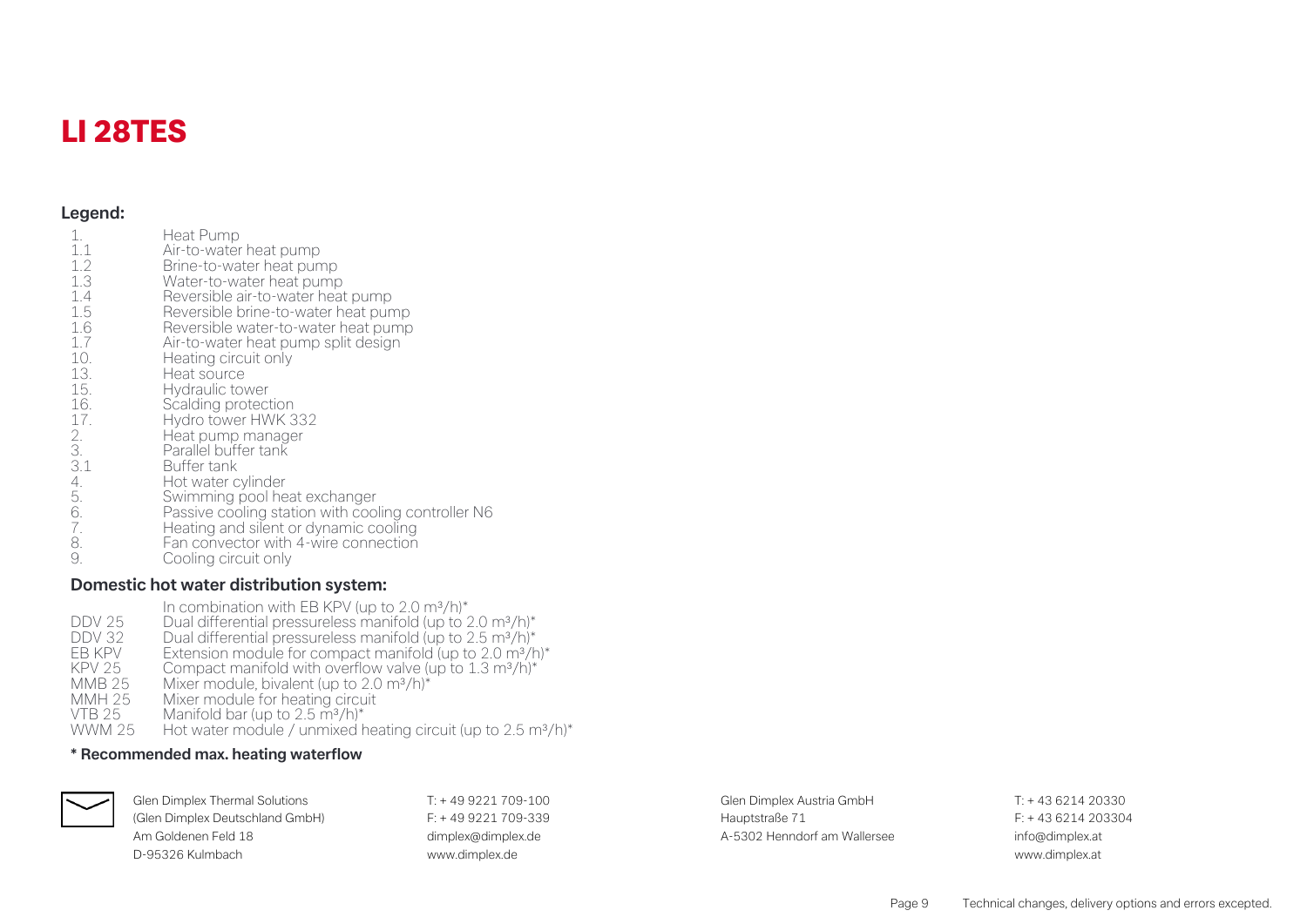# LI 28TES

**Legend:**

| | |
|---|---|
| 1. | Heat Pump |
| 1.1 | Air-to-water heat pump |
| 1.2 | Brine-to-water heat pump |
| 1.3 | Water-to-water heat pump |
| 1.4 | Reversible air-to-water heat pump |
| 1.5 | Reversible brine-to-water heat pump |
| 1.6 | Reversible water-to-water heat pump |
| 1.7 | Air-to-water heat pump split design |
| 10. | Heating circuit only |
| 13. | Heat source |
| 15. | Hydraulic tower |
| 16. | Scalding protection |
| 17. | Hydro tower HWK 332 |
| 2. | Heat pump manager |
| 3. | Parallel buffer tank |
| 3.1 | Buffer tank |
| 4. | Hot water cylinder |
| 5. | Swimming pool heat exchanger |
| 6. | Passive cooling station with cooling controller N6 |
| 7. | Heating and silent or dynamic cooling |
| 8. | Fan convector with 4-wire connection |
| 9. | Cooling circuit only |

**Domestic hot water distribution system:**

| | |
|---|---|
| | In combination with EB KPV (up to 2.0 m³/h)* |
| DDV 25 | Dual differential pressureless manifold (up to 2.0 m³/h)* |
| DDV 32 | Dual differential pressureless manifold (up to 2.5 m³/h)* |
| EB KPV | Extension module for compact manifold (up to 2.0 m³/h)* |
| KPV 25 | Compact manifold with overflow valve (up to 1.3 m³/h)* |
| MMB 25 | Mixer module, bivalent (up to 2.0 m³/h)* |
| MMH 25 | Mixer module for heating circuit |
| VTB 25 | Manifold bar (up to 2.5 m³/h)* |
| WWM 25 | Hot water module / unmixed heating circuit (up to 2.5 m³/h)* |

**\* Recommended max. heating waterflow**

Glen Dimplex Thermal Solutions
(Glen Dimplex Deutschland GmbH)
Am Goldenen Feld 18
D-95326 Kulmbach

T: + 49 9221 709-100
F: + 49 9221 709-339
dimplex@dimplex.de
www.dimplex.de

Glen Dimplex Austria GmbH
Hauptstraße 71
A-5302 Henndorf am Wallersee

T: + 43 6214 20330
F: + 43 6214 203304
info@dimplex.at
www.dimplex.at

Technical changes, delivery options and errors excepted.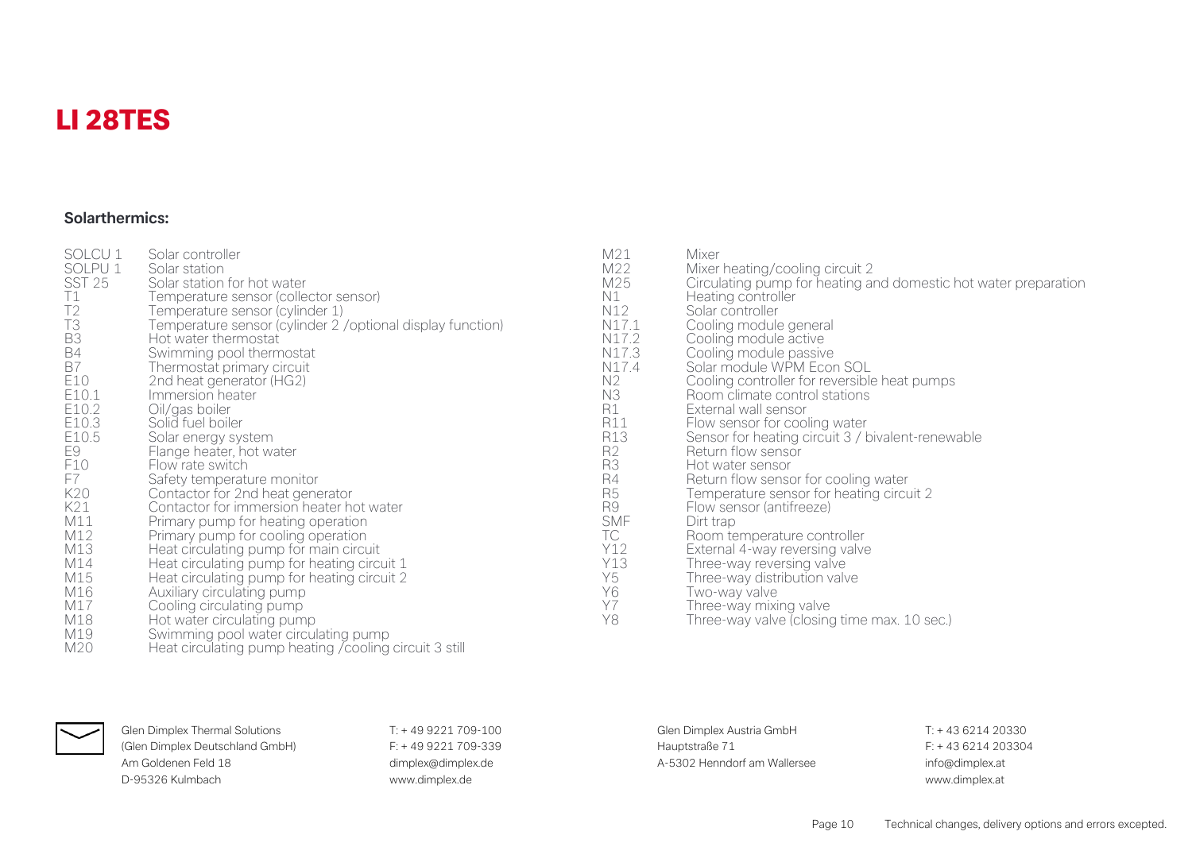# LI 28TES

**Solarthermics:**

| | |
|---|---|
| SOLCU 1 | Solar controller |
| SOLPU 1 | Solar station |
| SST 25 | Solar station for hot water |
| T1 | Temperature sensor (collector sensor) |
| T2 | Temperature sensor (cylinder 1) |
| T3 | Temperature sensor (cylinder 2 /optional display function) |
| B3 | Hot water thermostat |
| B4 | Swimming pool thermostat |
| B7 | Thermostat primary circuit |
| E10 | 2nd heat generator (HG2) |
| E10.1 | Immersion heater |
| E10.2 | Oil/gas boiler |
| E10.3 | Solid fuel boiler |
| E10.5 | Solar energy system |
| E9 | Flange heater, hot water |
| F10 | Flow rate switch |
| F7 | Safety temperature monitor |
| K20 | Contactor for 2nd heat generator |
| K21 | Contactor for immersion heater hot water |
| M11 | Primary pump for heating operation |
| M12 | Primary pump for cooling operation |
| M13 | Heat circulating pump for main circuit |
| M14 | Heat circulating pump for heating circuit 1 |
| M15 | Heat circulating pump for heating circuit 2 |
| M16 | Auxiliary circulating pump |
| M17 | Cooling circulating pump |
| M18 | Hot water circulating pump |
| M19 | Swimming pool water circulating pump |
| M20 | Heat circulating pump heating /cooling circuit 3 still |
| M21 | Mixer |
| M22 | Mixer heating/cooling circuit 2 |
| M25 | Circulating pump for heating and domestic hot water preparation |
| N1 | Heating controller |
| N12 | Solar controller |
| N17.1 | Cooling module general |
| N17.2 | Cooling module active |
| N17.3 | Cooling module passive |
| N17.4 | Solar module WPM Econ SOL |
| N2 | Cooling controller for reversible heat pumps |
| N3 | Room climate control stations |
| R1 | External wall sensor |
| R11 | Flow sensor for cooling water |
| R13 | Sensor for heating circuit 3 / bivalent-renewable |
| R2 | Return flow sensor |
| R3 | Hot water sensor |
| R4 | Return flow sensor for cooling water |
| R5 | Temperature sensor for heating circuit 2 |
| R9 | Flow sensor (antifreeze) |
| SMF | Dirt trap |
| TC | Room temperature controller |
| Y12 | External 4-way reversing valve |
| Y13 | Three-way reversing valve |
| Y5 | Three-way distribution valve |
| Y6 | Two-way valve |
| Y7 | Three-way mixing valve |
| Y8 | Three-way valve (closing time max. 10 sec.) |

Glen Dimplex Thermal Solutions
(Glen Dimplex Deutschland GmbH)
Am Goldenen Feld 18
D-95326 Kulmbach

T: + 49 9221 709-100
F: + 49 9221 709-339
dimplex@dimplex.de
www.dimplex.de

Glen Dimplex Austria GmbH
Hauptstraße 71
A-5302 Henndorf am Wallersee

T: + 43 6214 20330
F: + 43 6214 203304
info@dimplex.at
www.dimplex.at

Technical changes, delivery options and errors excepted.